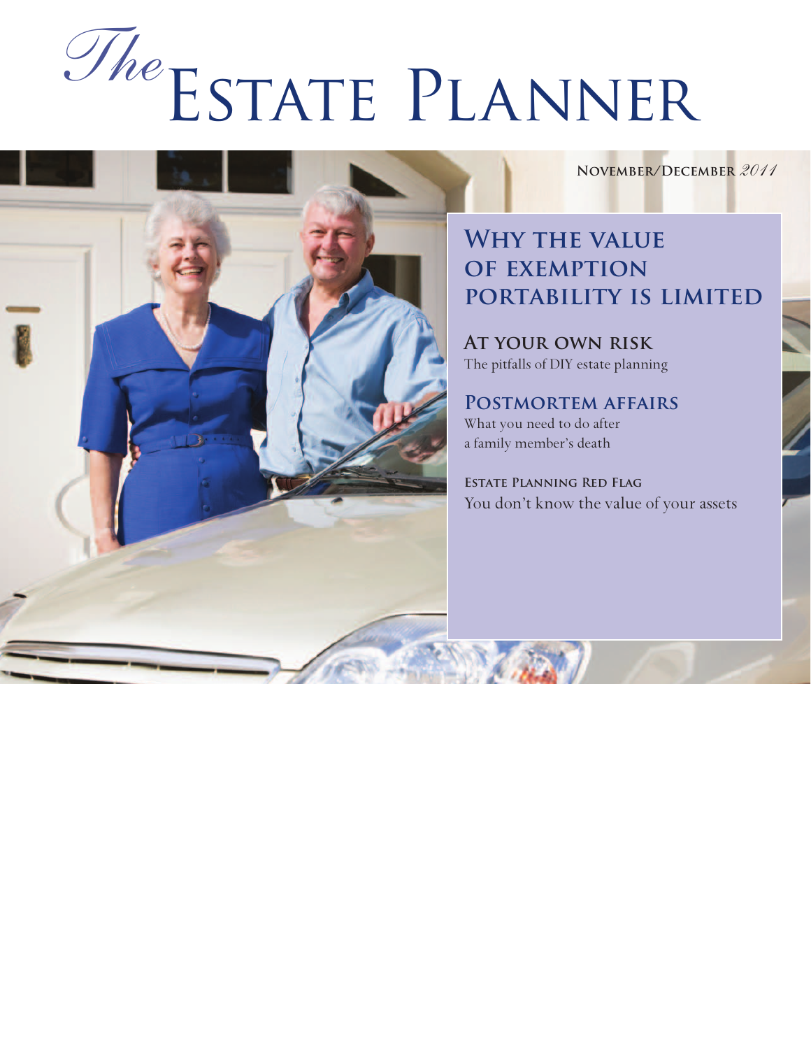# *The* Estate Planner

**November/December** *2011*

## Why the value of exemption portability is limited

### At your own risk

The pitfalls of DIY estate planning

### Postmortem affairs

What you need to do after a family member's death

**Estate Planning Red Flag**

You don't know the value of your assets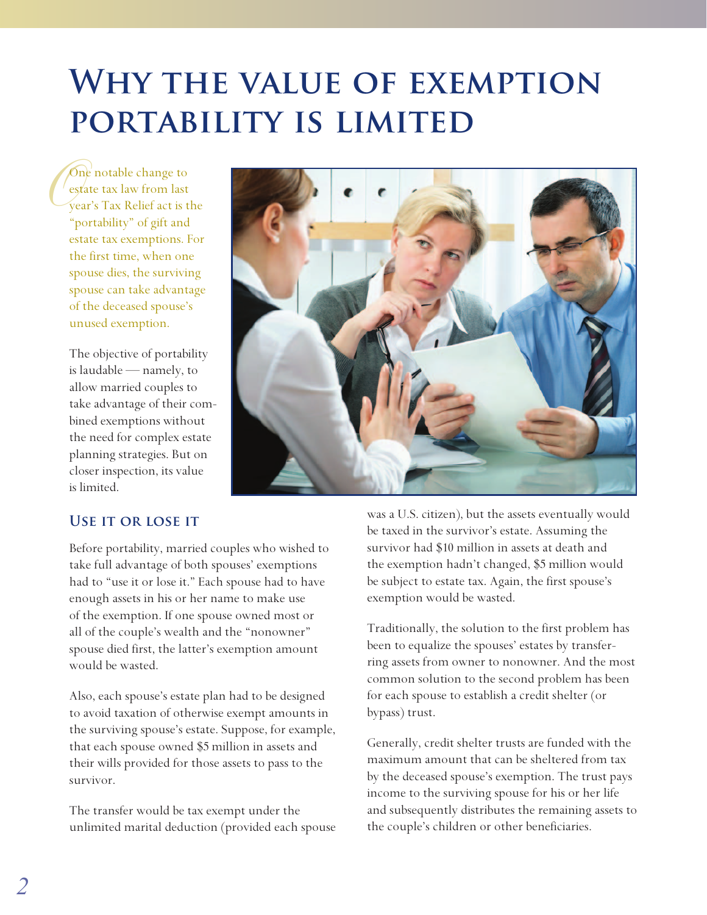# Why the value of exemption portability is limited

One notable change to estate tax law from last year's Tax Relief act is the "portability" of gift and estate tax exemptions. For the first time, when one spouse dies, the surviving spouse can take advantage of the deceased spouse's unused exemption.

The objective of portability is laudable — namely, to allow married couples to take advantage of their combined exemptions without the need for complex estate planning strategies. But on closer inspection, its value is limited.

## Use it or lose it

Before portability, married couples who wished to take full advantage of both spouses' exemptions had to "use it or lose it." Each spouse had to have enough assets in his or her name to make use of the exemption. If one spouse owned most or all of the couple's wealth and the "nonowner" spouse died first, the latter's exemption amount would be wasted.

Also, each spouse's estate plan had to be designed to avoid taxation of otherwise exempt amounts in the surviving spouse's estate. Suppose, for example, that each spouse owned $5 million in assets and their wills provided for those assets to pass to the survivor.

The transfer would be tax exempt under the unlimited marital deduction (provided each spouse was a U.S. citizen), but the assets eventually would be taxed in the survivor's estate. Assuming the survivor had $10 million in assets at death and the exemption hadn't changed, $5 million would be subject to estate tax. Again, the first spouse's exemption would be wasted.

Traditionally, the solution to the first problem has been to equalize the spouses' estates by transferring assets from owner to nonowner. And the most common solution to the second problem has been for each spouse to establish a credit shelter (or bypass) trust.

Generally, credit shelter trusts are funded with the maximum amount that can be sheltered from tax by the deceased spouse's exemption. The trust pays income to the surviving spouse for his or her life and subsequently distributes the remaining assets to the couple's children or other beneficiaries.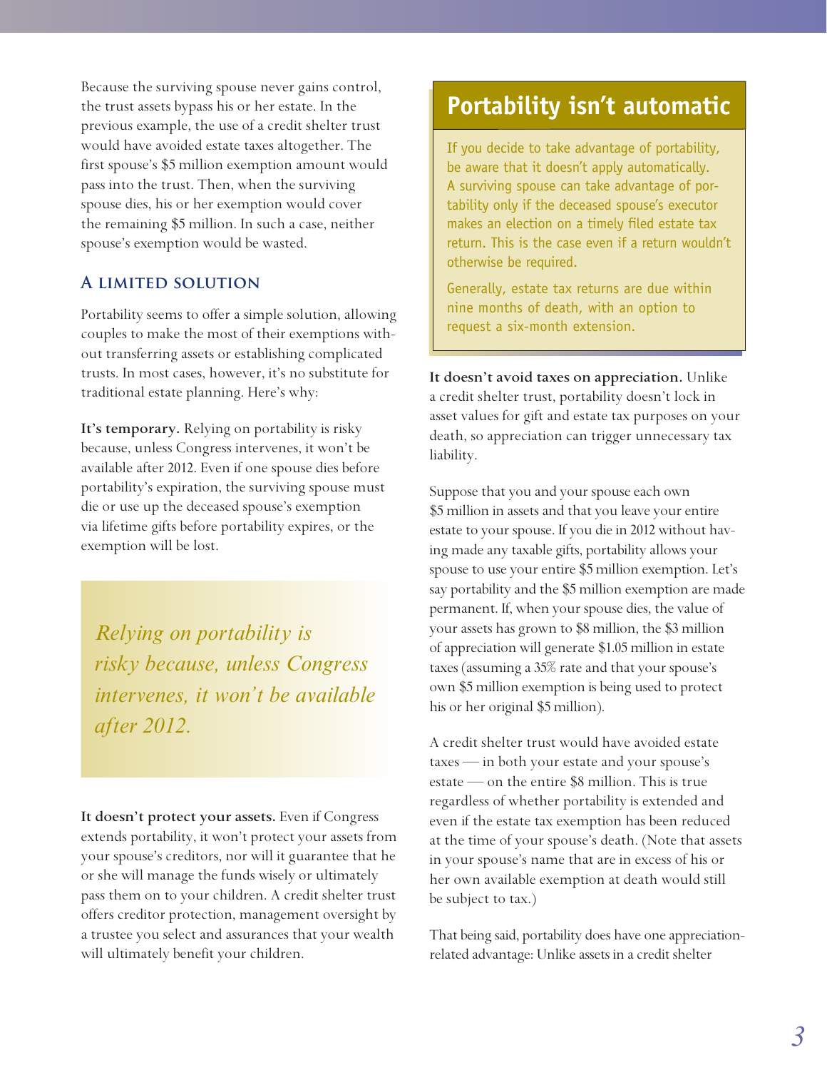Because the surviving spouse never gains control, the trust assets bypass his or her estate. In the previous example, the use of a credit shelter trust would have avoided estate taxes altogether. The first spouse's $5 million exemption amount would pass into the trust. Then, when the surviving spouse dies, his or her exemption would cover the remaining $5 million. In such a case, neither spouse's exemption would be wasted.

### A limited solution

Portability seems to offer a simple solution, allowing couples to make the most of their exemptions without transferring assets or establishing complicated trusts. In most cases, however, it's no substitute for traditional estate planning. Here's why:

**It's temporary.** Relying on portability is risky because, unless Congress intervenes, it won't be available after 2012. Even if one spouse dies before portability's expiration, the surviving spouse must die or use up the deceased spouse's exemption via lifetime gifts before portability expires, or the exemption will be lost.

*Relying on portability is risky because, unless Congress intervenes, it won't be available after 2012.*

**It doesn't protect your assets.** Even if Congress extends portability, it won't protect your assets from your spouse's creditors, nor will it guarantee that he or she will manage the funds wisely or ultimately pass them on to your children. A credit shelter trust offers creditor protection, management oversight by a trustee you select and assurances that your wealth will ultimately benefit your children.

## Portability isn't automatic

If you decide to take advantage of portability, be aware that it doesn't apply automatically. A surviving spouse can take advantage of portability only if the deceased spouse's executor makes an election on a timely filed estate tax return. This is the case even if a return wouldn't otherwise be required.

Generally, estate tax returns are due within nine months of death, with an option to request a six-month extension.

**It doesn't avoid taxes on appreciation.** Unlike a credit shelter trust, portability doesn't lock in asset values for gift and estate tax purposes on your death, so appreciation can trigger unnecessary tax liability.

Suppose that you and your spouse each own $5 million in assets and that you leave your entire estate to your spouse. If you die in 2012 without having made any taxable gifts, portability allows your spouse to use your entire $5 million exemption. Let's say portability and the $5 million exemption are made permanent. If, when your spouse dies, the value of your assets has grown to $8 million, the $3 million of appreciation will generate $1.05 million in estate taxes (assuming a 35% rate and that your spouse's own $5 million exemption is being used to protect his or her original $5 million).

A credit shelter trust would have avoided estate taxes — in both your estate and your spouse's estate — on the entire $8 million. This is true regardless of whether portability is extended and even if the estate tax exemption has been reduced at the time of your spouse's death. (Note that assets in your spouse's name that are in excess of his or her own available exemption at death would still be subject to tax.)

That being said, portability does have one appreciation-related advantage: Unlike assets in a credit shelter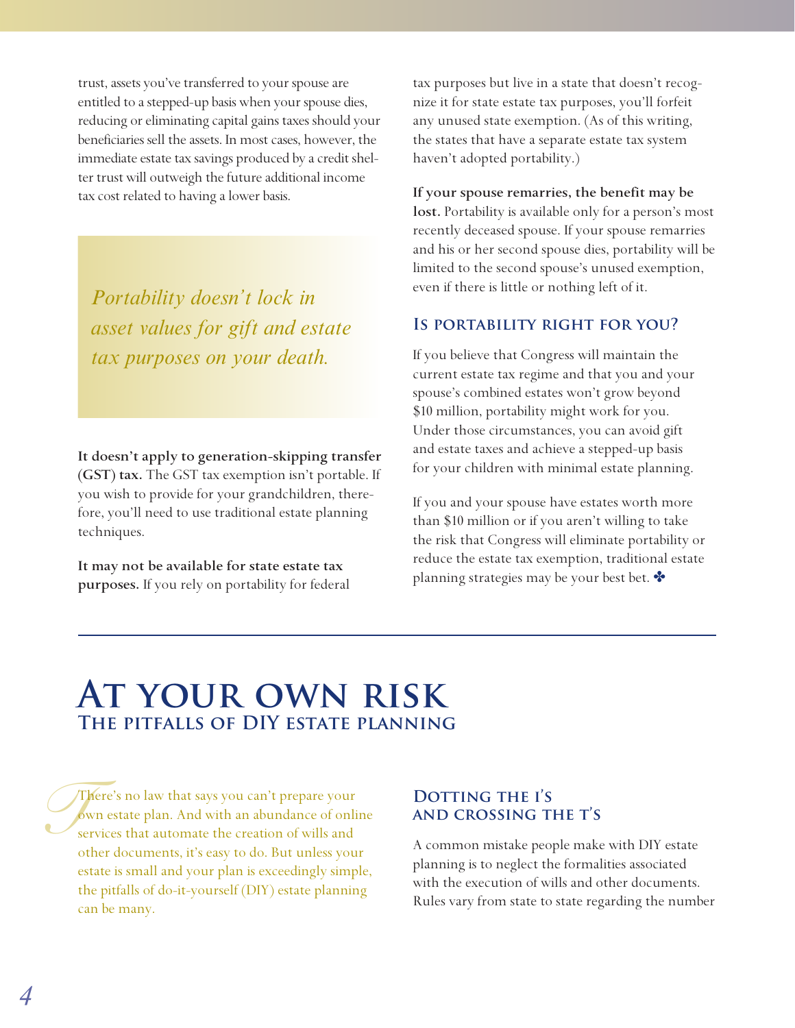trust, assets you've transferred to your spouse are entitled to a stepped-up basis when your spouse dies, reducing or eliminating capital gains taxes should your beneficiaries sell the assets. In most cases, however, the immediate estate tax savings produced by a credit shelter trust will outweigh the future additional income tax cost related to having a lower basis.

*Portability doesn't lock in asset values for gift and estate tax purposes on your death.*

**It doesn't apply to generation-skipping transfer (GST) tax.** The GST tax exemption isn't portable. If you wish to provide for your grandchildren, therefore, you'll need to use traditional estate planning techniques.

**It may not be available for state estate tax purposes.** If you rely on portability for federal tax purposes but live in a state that doesn't recognize it for state estate tax purposes, you'll forfeit any unused state exemption. (As of this writing, the states that have a separate estate tax system haven't adopted portability.)

**If your spouse remarries, the benefit may be lost.** Portability is available only for a person's most recently deceased spouse. If your spouse remarries and his or her second spouse dies, portability will be limited to the second spouse's unused exemption, even if there is little or nothing left of it.

### Is portability right for you?

If you believe that Congress will maintain the current estate tax regime and that you and your spouse's combined estates won't grow beyond $10 million, portability might work for you. Under those circumstances, you can avoid gift and estate taxes and achieve a stepped-up basis for your children with minimal estate planning.

If you and your spouse have estates worth more than $10 million or if you aren't willing to take the risk that Congress will eliminate portability or reduce the estate tax exemption, traditional estate planning strategies may be your best bet. ✤

# At your own risk
## The pitfalls of DIY estate planning

There's no law that says you can't prepare your own estate plan. And with an abundance of online services that automate the creation of wills and other documents, it's easy to do. But unless your estate is small and your plan is exceedingly simple, the pitfalls of do-it-yourself (DIY) estate planning can be many.

### Dotting the i's and crossing the t's

A common mistake people make with DIY estate planning is to neglect the formalities associated with the execution of wills and other documents. Rules vary from state to state regarding the number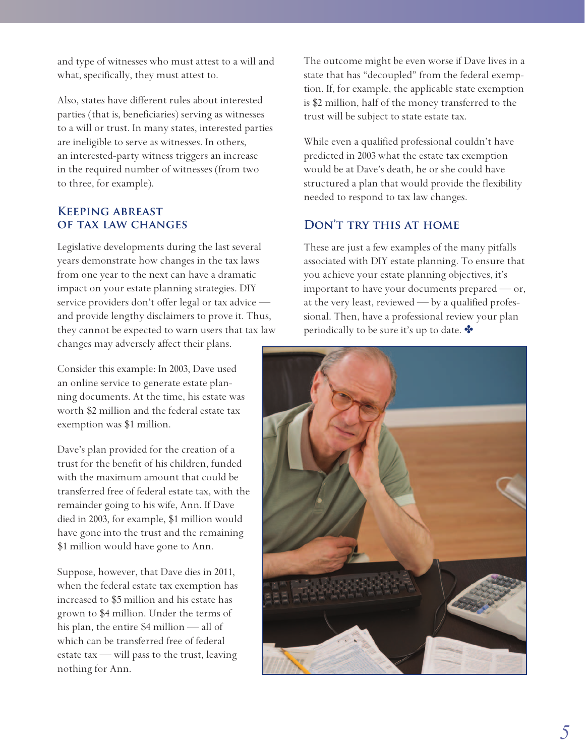and type of witnesses who must attest to a will and what, specifically, they must attest to.

Also, states have different rules about interested parties (that is, beneficiaries) serving as witnesses to a will or trust. In many states, interested parties are ineligible to serve as witnesses. In others, an interested-party witness triggers an increase in the required number of witnesses (from two to three, for example).

## Keeping abreast of tax law changes

Legislative developments during the last several years demonstrate how changes in the tax laws from one year to the next can have a dramatic impact on your estate planning strategies. DIY service providers don't offer legal or tax advice — and provide lengthy disclaimers to prove it. Thus, they cannot be expected to warn users that tax law changes may adversely affect their plans.

Consider this example: In 2003, Dave used an online service to generate estate planning documents. At the time, his estate was worth $2 million and the federal estate tax exemption was $1 million.

Dave's plan provided for the creation of a trust for the benefit of his children, funded with the maximum amount that could be transferred free of federal estate tax, with the remainder going to his wife, Ann. If Dave died in 2003, for example, $1 million would have gone into the trust and the remaining $1 million would have gone to Ann.

Suppose, however, that Dave dies in 2011, when the federal estate tax exemption has increased to $5 million and his estate has grown to $4 million. Under the terms of his plan, the entire $4 million — all of which can be transferred free of federal estate tax — will pass to the trust, leaving nothing for Ann.

The outcome might be even worse if Dave lives in a state that has "decoupled" from the federal exemption. If, for example, the applicable state exemption is $2 million, half of the money transferred to the trust will be subject to state estate tax.

While even a qualified professional couldn't have predicted in 2003 what the estate tax exemption would be at Dave's death, he or she could have structured a plan that would provide the flexibility needed to respond to tax law changes.

## Don't try this at home

These are just a few examples of the many pitfalls associated with DIY estate planning. To ensure that you achieve your estate planning objectives, it's important to have your documents prepared — or, at the very least, reviewed — by a qualified professional. Then, have a professional review your plan periodically to be sure it's up to date. ✤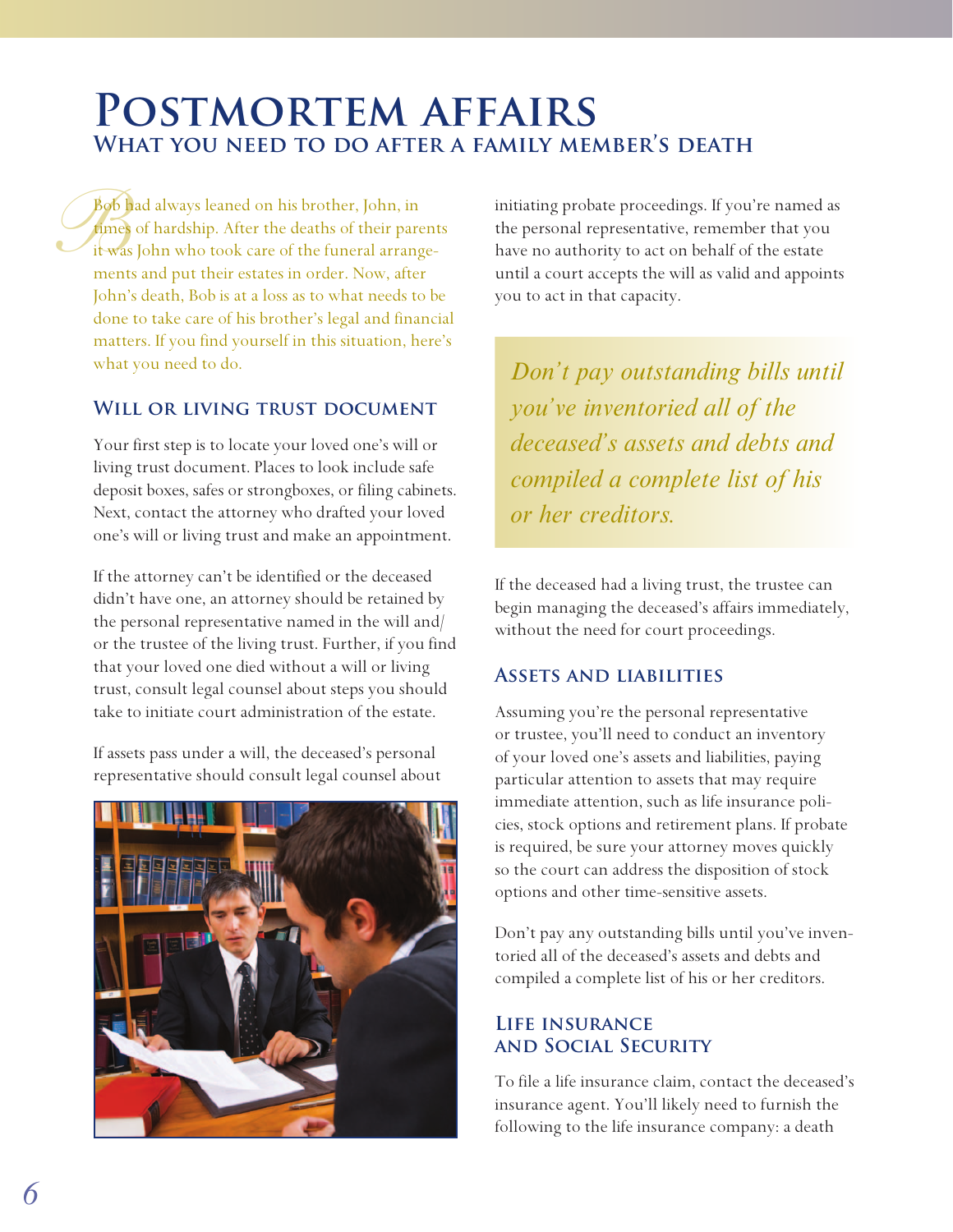# Postmortem affairs

## What you need to do after a family member's death

Bob had always leaned on his brother, John, in times of hardship. After the deaths of their parents it was John who took care of the funeral arrangements and put their estates in order. Now, after John's death, Bob is at a loss as to what needs to be done to take care of his brother's legal and financial matters. If you find yourself in this situation, here's what you need to do.

### Will or living trust document

Your first step is to locate your loved one's will or living trust document. Places to look include safe deposit boxes, safes or strongboxes, or filing cabinets. Next, contact the attorney who drafted your loved one's will or living trust and make an appointment.

If the attorney can't be identified or the deceased didn't have one, an attorney should be retained by the personal representative named in the will and/or the trustee of the living trust. Further, if you find that your loved one died without a will or living trust, consult legal counsel about steps you should take to initiate court administration of the estate.

If assets pass under a will, the deceased's personal representative should consult legal counsel about initiating probate proceedings. If you're named as the personal representative, remember that you have no authority to act on behalf of the estate until a court accepts the will as valid and appoints you to act in that capacity.

> *Don't pay outstanding bills until you've inventoried all of the deceased's assets and debts and compiled a complete list of his or her creditors.*

If the deceased had a living trust, the trustee can begin managing the deceased's affairs immediately, without the need for court proceedings.

### Assets and liabilities

Assuming you're the personal representative or trustee, you'll need to conduct an inventory of your loved one's assets and liabilities, paying particular attention to assets that may require immediate attention, such as life insurance policies, stock options and retirement plans. If probate is required, be sure your attorney moves quickly so the court can address the disposition of stock options and other time-sensitive assets.

Don't pay any outstanding bills until you've inventoried all of the deceased's assets and debts and compiled a complete list of his or her creditors.

### Life insurance and Social Security

To file a life insurance claim, contact the deceased's insurance agent. You'll likely need to furnish the following to the life insurance company: a death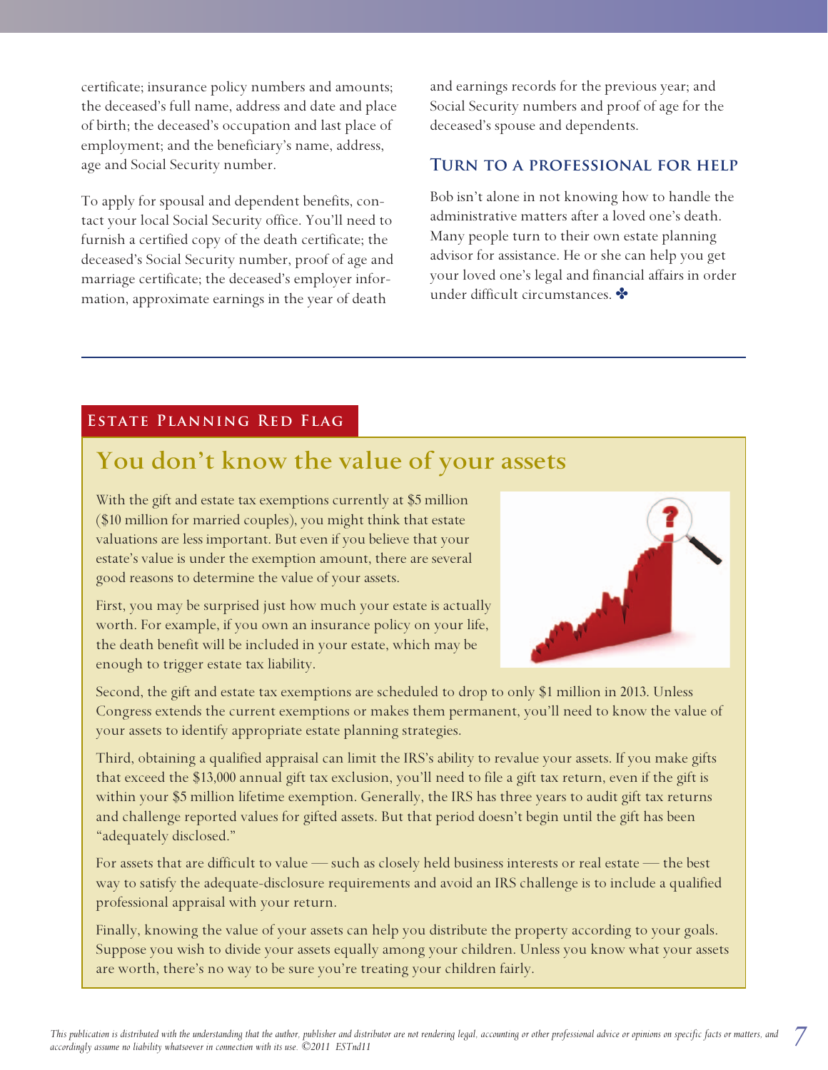certificate; insurance policy numbers and amounts; the deceased's full name, address and date and place of birth; the deceased's occupation and last place of employment; and the beneficiary's name, address, age and Social Security number.

To apply for spousal and dependent benefits, contact your local Social Security office. You'll need to furnish a certified copy of the death certificate; the deceased's Social Security number, proof of age and marriage certificate; the deceased's employer information, approximate earnings in the year of death and earnings records for the previous year; and Social Security numbers and proof of age for the deceased's spouse and dependents.

## Turn to a professional for help

Bob isn't alone in not knowing how to handle the administrative matters after a loved one's death. Many people turn to their own estate planning advisor for assistance. He or she can help you get your loved one's legal and financial affairs in order under difficult circumstances. ✤

---

**Estate Planning Red Flag**

## You don't know the value of your assets

With the gift and estate tax exemptions currently at $5 million ($10 million for married couples), you might think that estate valuations are less important. But even if you believe that your estate's value is under the exemption amount, there are several good reasons to determine the value of your assets.

First, you may be surprised just how much your estate is actually worth. For example, if you own an insurance policy on your life, the death benefit will be included in your estate, which may be enough to trigger estate tax liability.

Second, the gift and estate tax exemptions are scheduled to drop to only $1 million in 2013. Unless Congress extends the current exemptions or makes them permanent, you'll need to know the value of your assets to identify appropriate estate planning strategies.

Third, obtaining a qualified appraisal can limit the IRS's ability to revalue your assets. If you make gifts that exceed the $13,000 annual gift tax exclusion, you'll need to file a gift tax return, even if the gift is within your $5 million lifetime exemption. Generally, the IRS has three years to audit gift tax returns and challenge reported values for gifted assets. But that period doesn't begin until the gift has been "adequately disclosed."

For assets that are difficult to value — such as closely held business interests or real estate — the best way to satisfy the adequate-disclosure requirements and avoid an IRS challenge is to include a qualified professional appraisal with your return.

Finally, knowing the value of your assets can help you distribute the property according to your goals. Suppose you wish to divide your assets equally among your children. Unless you know what your assets are worth, there's no way to be sure you're treating your children fairly.

*This publication is distributed with the understanding that the author, publisher and distributor are not rendering legal, accounting or other professional advice or opinions on specific facts or matters, and accordingly assume no liability whatsoever in connection with its use. ©2011 ESTnd11*